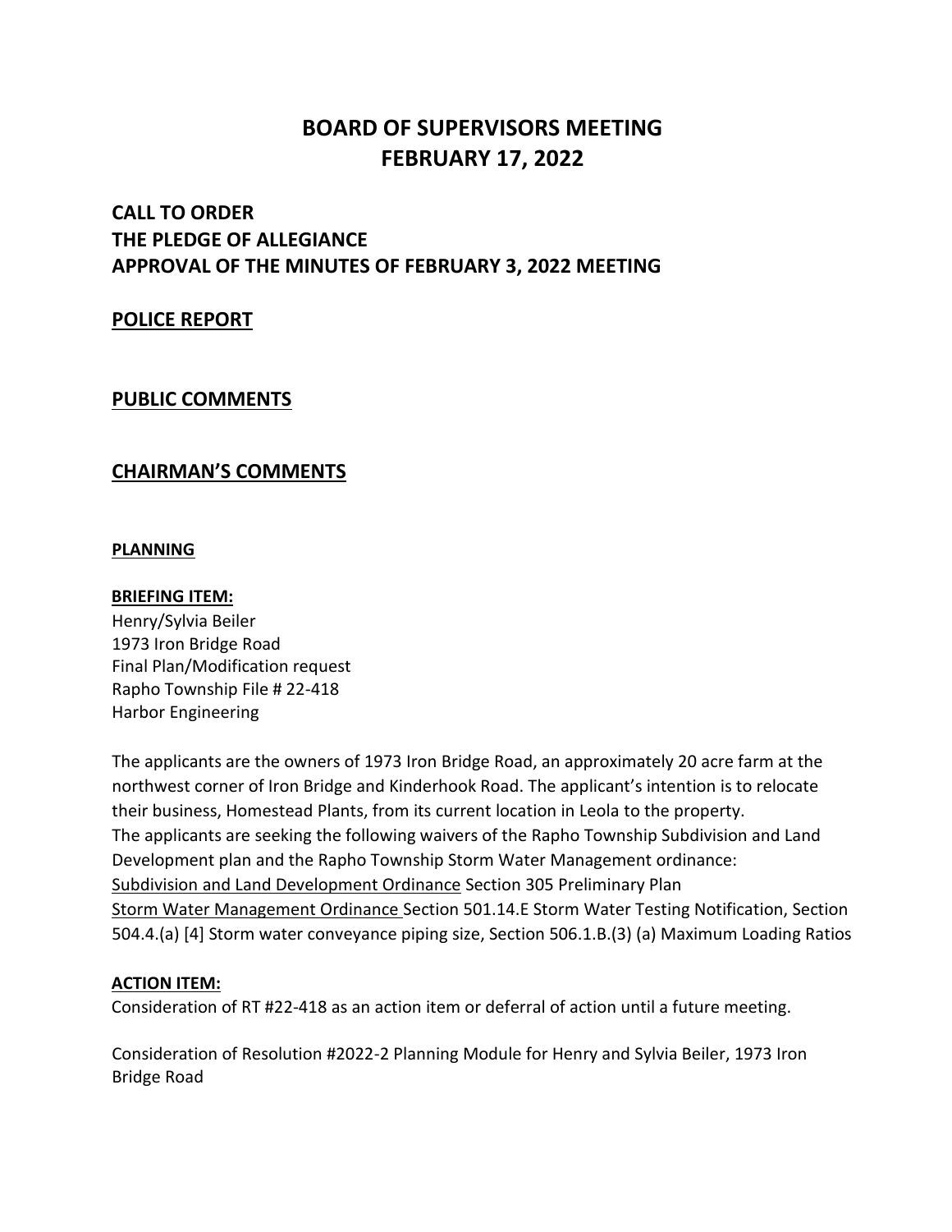# BOARD OF SUPERVISORS MEETING
# FEBRUARY 17, 2022

## CALL TO ORDER
## THE PLEDGE OF ALLEGIANCE
## APPROVAL OF THE MINUTES OF FEBRUARY 3, 2022 MEETING

## POLICE REPORT

## PUBLIC COMMENTS

## CHAIRMAN'S COMMENTS

### PLANNING

**BRIEFING ITEM:**

Henry/Sylvia Beiler
1973 Iron Bridge Road
Final Plan/Modification request
Rapho Township File # 22-418
Harbor Engineering

The applicants are the owners of 1973 Iron Bridge Road, an approximately 20 acre farm at the northwest corner of Iron Bridge and Kinderhook Road. The applicant's intention is to relocate their business, Homestead Plants, from its current location in Leola to the property.
The applicants are seeking the following waivers of the Rapho Township Subdivision and Land Development plan and the Rapho Township Storm Water Management ordinance:
Subdivision and Land Development Ordinance Section 305 Preliminary Plan
Storm Water Management Ordinance Section 501.14.E Storm Water Testing Notification, Section 504.4.(a) [4] Storm water conveyance piping size, Section 506.1.B.(3) (a) Maximum Loading Ratios

**ACTION ITEM:**

Consideration of RT #22-418 as an action item or deferral of action until a future meeting.

Consideration of Resolution #2022-2 Planning Module for Henry and Sylvia Beiler, 1973 Iron Bridge Road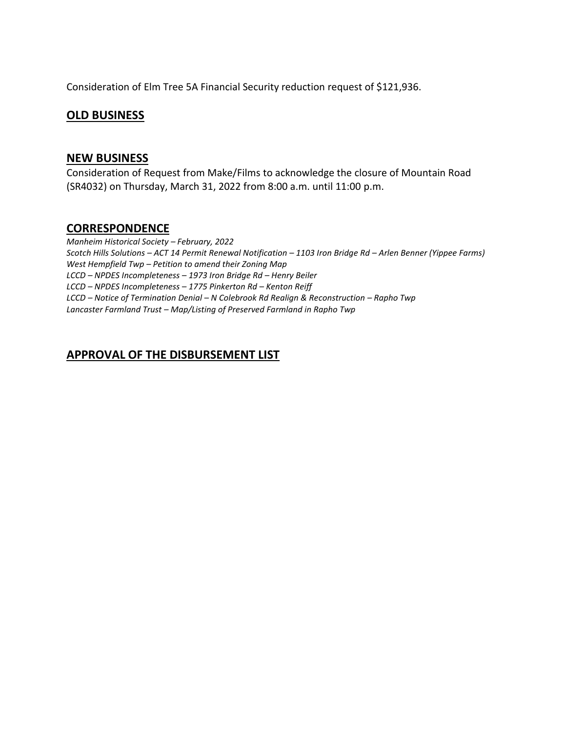Consideration of Elm Tree 5A Financial Security reduction request of $121,936.

## **OLD BUSINESS**

## **NEW BUSINESS**

Consideration of Request from Make/Films to acknowledge the closure of Mountain Road (SR4032) on Thursday, March 31, 2022 from 8:00 a.m. until 11:00 p.m.

## **CORRESPONDENCE**

*Manheim Historical Society – February, 2022*
*Scotch Hills Solutions – ACT 14 Permit Renewal Notification – 1103 Iron Bridge Rd – Arlen Benner (Yippee Farms)*
*West Hempfield Twp – Petition to amend their Zoning Map*
*LCCD – NPDES Incompleteness – 1973 Iron Bridge Rd – Henry Beiler*
*LCCD – NPDES Incompleteness – 1775 Pinkerton Rd – Kenton Reiff*
*LCCD – Notice of Termination Denial – N Colebrook Rd Realign & Reconstruction – Rapho Twp*
*Lancaster Farmland Trust – Map/Listing of Preserved Farmland in Rapho Twp*

## **APPROVAL OF THE DISBURSEMENT LIST**